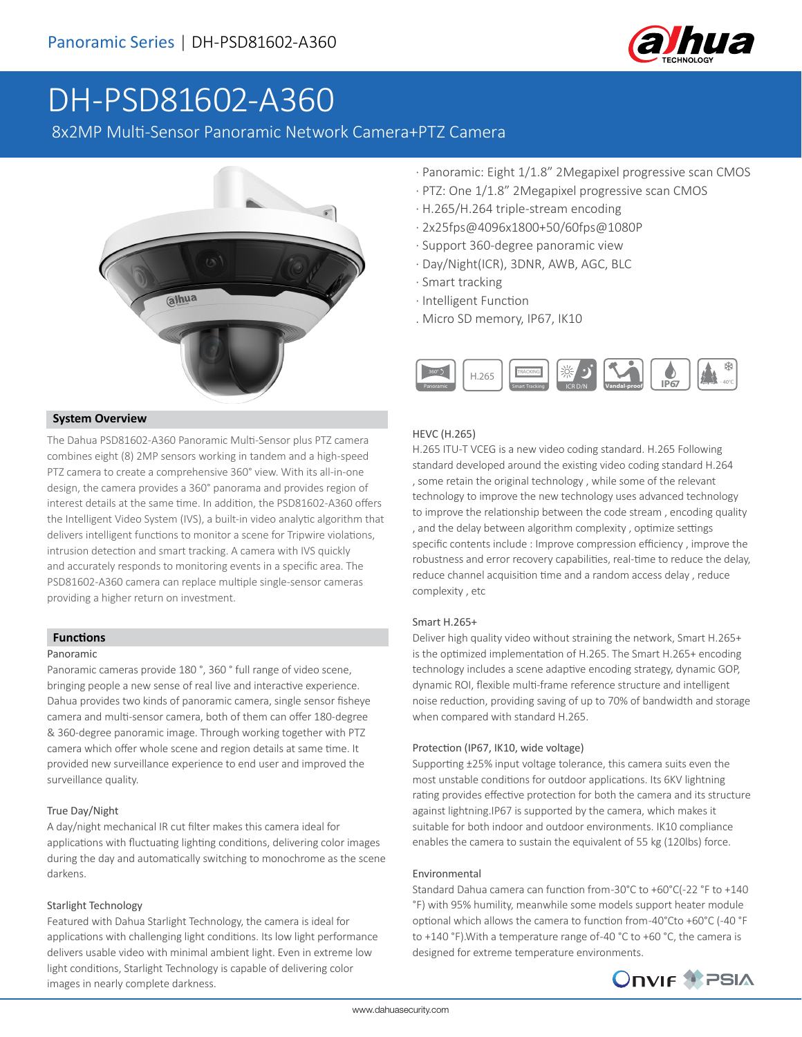Panoramic Series | DH-PSD81602-A360

# DH-PSD81602-A360

8x2MP Multi-Sensor Panoramic Network Camera+PTZ Camera

- Panoramic: Eight 1/1.8" 2Megapixel progressive scan CMOS
- PTZ: One 1/1.8" 2Megapixel progressive scan CMOS
- H.265/H.264 triple-stream encoding
- 2x25fps@4096x1800+50/60fps@1080P
- Support 360-degree panoramic view
- Day/Night(ICR), 3DNR, AWB, AGC, BLC
- Smart tracking
- Intelligent Function
- Micro SD memory, IP67, IK10

## System Overview

The Dahua PSD81602-A360 Panoramic Multi-Sensor plus PTZ camera combines eight (8) 2MP sensors working in tandem and a high-speed PTZ camera to create a comprehensive 360° view. With its all-in-one design, the camera provides a 360° panorama and provides region of interest details at the same time. In addition, the PSD81602-A360 offers the Intelligent Video System (IVS), a built-in video analytic algorithm that delivers intelligent functions to monitor a scene for Tripwire violations, intrusion detection and smart tracking. A camera with IVS quickly and accurately responds to monitoring events in a specific area. The PSD81602-A360 camera can replace multiple single-sensor cameras providing a higher return on investment.

## Functions

### Panoramic

Panoramic cameras provide 180 °, 360 ° full range of video scene, bringing people a new sense of real live and interactive experience. Dahua provides two kinds of panoramic camera, single sensor fisheye camera and multi-sensor camera, both of them can offer 180-degree & 360-degree panoramic image. Through working together with PTZ camera which offer whole scene and region details at same time. It provided new surveillance experience to end user and improved the surveillance quality.

### True Day/Night

A day/night mechanical IR cut filter makes this camera ideal for applications with fluctuating lighting conditions, delivering color images during the day and automatically switching to monochrome as the scene darkens.

### Starlight Technology

Featured with Dahua Starlight Technology, the camera is ideal for applications with challenging light conditions. Its low light performance delivers usable video with minimal ambient light. Even in extreme low light conditions, Starlight Technology is capable of delivering color images in nearly complete darkness.

### HEVC (H.265)

H.265 ITU-T VCEG is a new video coding standard. H.265 Following standard developed around the existing video coding standard H.264 , some retain the original technology , while some of the relevant technology to improve the new technology uses advanced technology to improve the relationship between the code stream , encoding quality , and the delay between algorithm complexity , optimize settings specific contents include : Improve compression efficiency , improve the robustness and error recovery capabilities, real-time to reduce the delay, reduce channel acquisition time and a random access delay , reduce complexity , etc

### Smart H.265+

Deliver high quality video without straining the network, Smart H.265+ is the optimized implementation of H.265. The Smart H.265+ encoding technology includes a scene adaptive encoding strategy, dynamic GOP, dynamic ROI, flexible multi-frame reference structure and intelligent noise reduction, providing saving of up to 70% of bandwidth and storage when compared with standard H.265.

### Protection (IP67, IK10, wide voltage)

Supporting ±25% input voltage tolerance, this camera suits even the most unstable conditions for outdoor applications. Its 6KV lightning rating provides effective protection for both the camera and its structure against lightning.IP67 is supported by the camera, which makes it suitable for both indoor and outdoor environments. IK10 compliance enables the camera to sustain the equivalent of 55 kg (120lbs) force.

### Environmental

Standard Dahua camera can function from-30°C to +60°C(-22 °F to +140 °F) with 95% humility, meanwhile some models support heater module optional which allows the camera to function from-40°Cto +60°C (-40 °F to +140 °F).With a temperature range of-40 °C to +60 °C, the camera is designed for extreme temperature environments.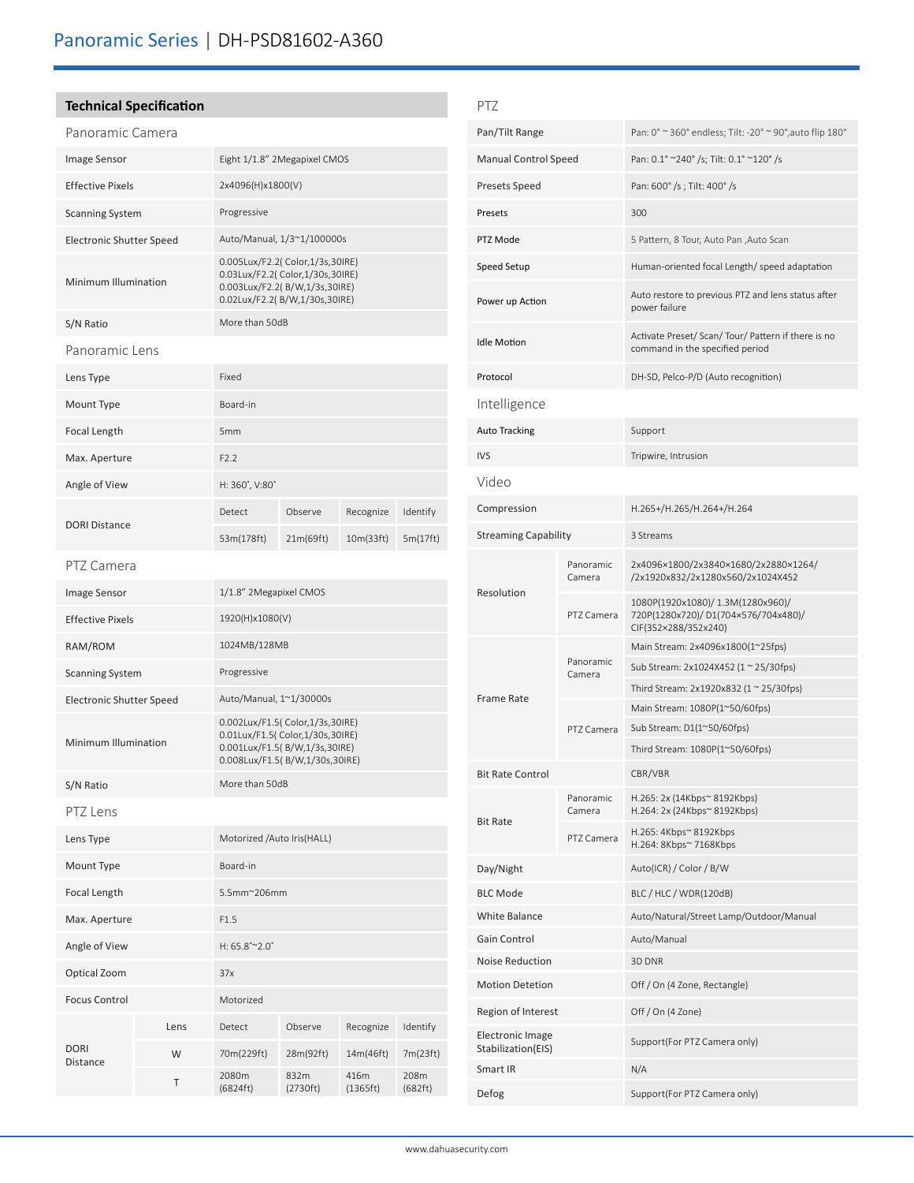## Technical Specification

### Panoramic Camera

| | |
|---|---|
| Image Sensor | Eight 1/1.8" 2Megapixel CMOS |
| Effective Pixels | 2x4096(H)x1800(V) |
| Scanning System | Progressive |
| Electronic Shutter Speed | Auto/Manual, 1/3~1/100000s |
| Minimum Illumination | 0.005Lux/F2.2( Color,1/3s,30IRE)<br>0.03Lux/F2.2( Color,1/30s,30IRE)<br>0.003Lux/F2.2( B/W,1/3s,30IRE)<br>0.02Lux/F2.2( B/W,1/30s,30IRE) |
| S/N Ratio | More than 50dB |

### Panoramic Lens

| | | | | |
|---|---|---|---|---|
| Lens Type | Fixed | | | |
| Mount Type | Board-in | | | |
| Focal Length | 5mm | | | |
| Max. Aperture | F2.2 | | | |
| Angle of View | H: 360˚, V:80˚ | | | |
| DORI Distance | Detect | Observe | Recognize | Identify |
| | 53m(178ft) | 21m(69ft) | 10m(33ft) | 5m(17ft) |

### PTZ Camera

| | |
|---|---|
| Image Sensor | 1/1.8" 2Megapixel CMOS |
| Effective Pixels | 1920(H)x1080(V) |
| RAM/ROM | 1024MB/128MB |
| Scanning System | Progressive |
| Electronic Shutter Speed | Auto/Manual, 1~1/30000s |
| Minimum Illumination | 0.002Lux/F1.5( Color,1/3s,30IRE)<br>0.01Lux/F1.5( Color,1/30s,30IRE)<br>0.001Lux/F1.5( B/W,1/3s,30IRE)<br>0.008Lux/F1.5( B/W,1/30s,30IRE) |
| S/N Ratio | More than 50dB |

### PTZ Lens

| | | | | | |
|---|---|---|---|---|---|
| Lens Type | | Motorized /Auto Iris(HALL) | | | |
| Mount Type | | Board-in | | | |
| Focal Length | | 5.5mm~206mm | | | |
| Max. Aperture | | F1.5 | | | |
| Angle of View | | H: 65.8˚~2.0˚ | | | |
| Optical Zoom | | 37x | | | |
| Focus Control | | Motorized | | | |
| DORI Distance | Lens | Detect | Observe | Recognize | Identify |
| | W | 70m(229ft) | 28m(92ft) | 14m(46ft) | 7m(23ft) |
| | T | 2080m (6824ft) | 832m (2730ft) | 416m (1365ft) | 208m (682ft) |

### PTZ

| | |
|---|---|
| Pan/Tilt Range | Pan: 0° ~ 360° endless; Tilt: -20° ~ 90°,auto flip 180° |
| Manual Control Speed | Pan: 0.1° ~240° /s; Tilt: 0.1° ~120° /s |
| Presets Speed | Pan: 600° /s ; Tilt: 400° /s |
| Presets | 300 |
| PTZ Mode | 5 Pattern, 8 Tour, Auto Pan ,Auto Scan |
| Speed Setup | Human-oriented focal Length/ speed adaptation |
| Power up Action | Auto restore to previous PTZ and lens status after power failure |
| Idle Motion | Activate Preset/ Scan/ Tour/ Pattern if there is no command in the specified period |
| Protocol | DH-SD, Pelco-P/D (Auto recognition) |

### Intelligence

| | |
|---|---|
| Auto Tracking | Support |
| IVS | Tripwire, Intrusion |

### Video

| | | |
|---|---|---|
| Compression | | H.265+/H.265/H.264+/H.264 |
| Streaming Capability | | 3 Streams |
| Resolution | Panoramic Camera | 2x4096×1800/2x3840×1680/2x2880×1264/ /2x1920x832/2x1280x560/2x1024X452 |
| | PTZ Camera | 1080P(1920x1080)/ 1.3M(1280x960)/ 720P(1280x720)/ D1(704×576/704x480)/ CIF(352×288/352x240) |
| Frame Rate | Panoramic Camera | Main Stream: 2x4096x1800(1~25fps) |
| | | Sub Stream: 2x1024X452 (1 ~ 25/30fps) |
| | | Third Stream: 2x1920x832 (1 ~ 25/30fps) |
| | PTZ Camera | Main Stream: 1080P(1~50/60fps) |
| | | Sub Stream: D1(1~50/60fps) |
| | | Third Stream: 1080P(1~50/60fps) |
| Bit Rate Control | | CBR/VBR |
| Bit Rate | Panoramic Camera | H.265: 2x (14Kbps~ 8192Kbps)<br>H.264: 2x (24Kbps~ 8192Kbps) |
| | PTZ Camera | H.265: 4Kbps~ 8192Kbps<br>H.264: 8Kbps~ 7168Kbps |
| Day/Night | | Auto(ICR) / Color / B/W |
| BLC Mode | | BLC / HLC / WDR(120dB) |
| White Balance | | Auto/Natural/Street Lamp/Outdoor/Manual |
| Gain Control | | Auto/Manual |
| Noise Reduction | | 3D DNR |
| Motion Detetion | | Off / On (4 Zone, Rectangle) |
| Region of Interest | | Off / On (4 Zone) |
| Electronic Image Stabilization(EIS) | | Support(For PTZ Camera only) |
| Smart IR | | N/A |
| Defog | | Support(For PTZ Camera only) |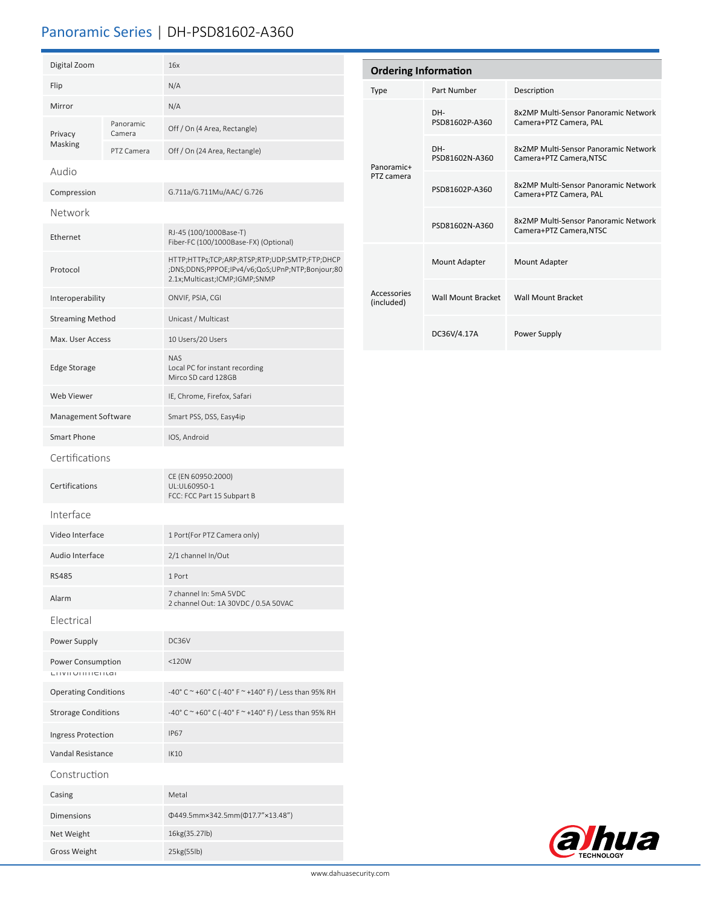| | | |
|---|---|---|
| Digital Zoom | | 16x |
| Flip | | N/A |
| Mirror | | N/A |
| Privacy Masking | Panoramic Camera | Off / On (4 Area, Rectangle) |
| | PTZ Camera | Off / On (24 Area, Rectangle) |

## Audio

| | |
|---|---|
| Compression | G.711a/G.711Mu/AAC/ G.726 |

## Network

| | |
|---|---|
| Ethernet | RJ-45 (100/1000Base-T)<br>Fiber-FC (100/1000Base-FX) (Optional) |
| Protocol | HTTP;HTTPs;TCP;ARP;RTSP;RTP;UDP;SMTP;FTP;DHCP;DNS;DDNS;PPPOE;IPv4/v6;QoS;UPnP;NTP;Bonjour;802.1x;Multicast;ICMP;IGMP;SNMP |
| Interoperability | ONVIF, PSIA, CGI |
| Streaming Method | Unicast / Multicast |
| Max. User Access | 10 Users/20 Users |
| Edge Storage | NAS<br>Local PC for instant recording<br>Mirco SD card 128GB |
| Web Viewer | IE, Chrome, Firefox, Safari |
| Management Software | Smart PSS, DSS, Easy4ip |
| Smart Phone | IOS, Android |

## Certifications

| | |
|---|---|
| Certifications | CE (EN 60950:2000)<br>UL:UL60950-1<br>FCC: FCC Part 15 Subpart B |

## Interface

| | |
|---|---|
| Video Interface | 1 Port(For PTZ Camera only) |
| Audio Interface | 2/1 channel In/Out |
| RS485 | 1 Port |
| Alarm | 7 channel In: 5mA 5VDC<br>2 channel Out: 1A 30VDC / 0.5A 50VAC |

## Electrical

| | |
|---|---|
| Power Supply | DC36V |
| Power Consumption | <120W |

## Environmental

| | |
|---|---|
| Operating Conditions | -40° C ~ +60° C (-40° F ~ +140° F) / Less than 95% RH |
| Strorage Conditions | -40° C ~ +60° C (-40° F ~ +140° F) / Less than 95% RH |
| Ingress Protection | IP67 |
| Vandal Resistance | IK10 |

## Construction

| | |
|---|---|
| Casing | Metal |
| Dimensions | Φ449.5mm×342.5mm(Φ17.7"×13.48") |
| Net Weight | 16kg(35.27lb) |
| Gross Weight | 25kg(55lb) |

## Ordering Information

| Type | Part Number | Description |
|---|---|---|
| Panoramic+ PTZ camera | DH-PSD81602P-A360 | 8x2MP Multi-Sensor Panoramic Network Camera+PTZ Camera, PAL |
| | DH-PSD81602N-A360 | 8x2MP Multi-Sensor Panoramic Network Camera+PTZ Camera,NTSC |
| | PSD81602P-A360 | 8x2MP Multi-Sensor Panoramic Network Camera+PTZ Camera, PAL |
| | PSD81602N-A360 | 8x2MP Multi-Sensor Panoramic Network Camera+PTZ Camera,NTSC |
| Accessories (included) | Mount Adapter | Mount Adapter |
| | Wall Mount Bracket | Wall Mount Bracket |
| | DC36V/4.17A | Power Supply |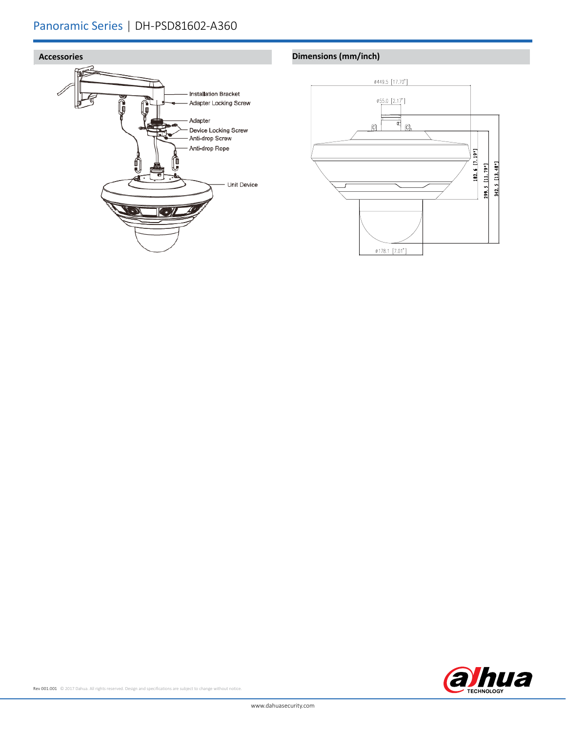## Accessories

Installation Bracket

Adapter Locking Screw

Adapter

Device Locking Screw

Anti-drop Screw

Anti-drop Rope

Unit Device

## Dimensions (mm/inch)

ø449.5 [17.70"]

ø55.0 [2.17"]

182.6 [7.19"]

299.5 [11.79"]

342.5 [13.48"]

ø178.1 [7.01"]

Rev 001.001 © 2017 Dahua. All rights reserved. Design and specifications are subject to change without notice.

www.dahuasecurity.com